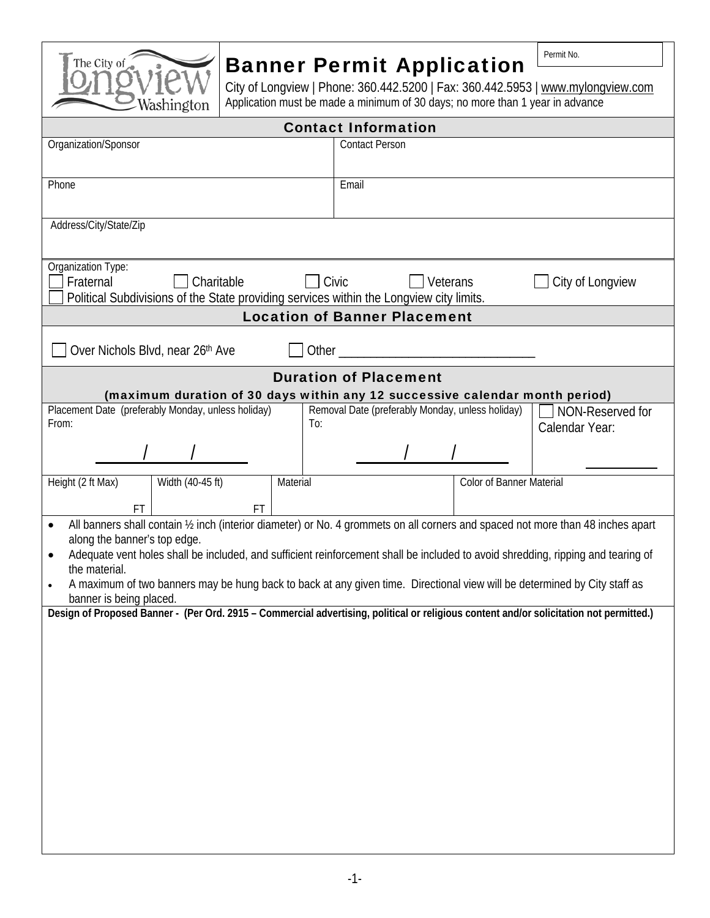# Banner Permit Application

Permit No.

The City of Longview Washington

City of Longview | Phone: 360.442.5200 | Fax: 360.442.5953 | www.mylongview.com
Application must be made a minimum of 30 days; no more than 1 year in advance

## Contact Information

| Organization/Sponsor | Contact Person |
|---|---|
| Phone | Email |
| Address/City/State/Zip | |

Organization Type:
☐ Fraternal ☐ Charitable ☐ Civic ☐ Veterans ☐ City of Longview
☐ Political Subdivisions of the State providing services within the Longview city limits.

## Location of Banner Placement

☐ Over Nichols Blvd, near 26th Ave ☐ Other ______________________________

## Duration of Placement

**(maximum duration of 30 days within any 12 successive calendar month period)**

| Placement Date (preferably Monday, unless holiday) From: | Removal Date (preferably Monday, unless holiday) To: | ☐ NON-Reserved for Calendar Year: |
|---|---|---|
| ____/____/____ | ____/____/____ | ________ |

| Height (2 ft Max) | Width (40-45 ft) | Material | Color of Banner Material |
|---|---|---|---|
| FT | FT | | |

- All banners shall contain ½ inch (interior diameter) or No. 4 grommets on all corners and spaced not more than 48 inches apart along the banner's top edge.
- Adequate vent holes shall be included, and sufficient reinforcement shall be included to avoid shredding, ripping and tearing of the material.
- A maximum of two banners may be hung back to back at any given time. Directional view will be determined by City staff as banner is being placed.

**Design of Proposed Banner - (Per Ord. 2915 – Commercial advertising, political or religious content and/or solicitation not permitted.)**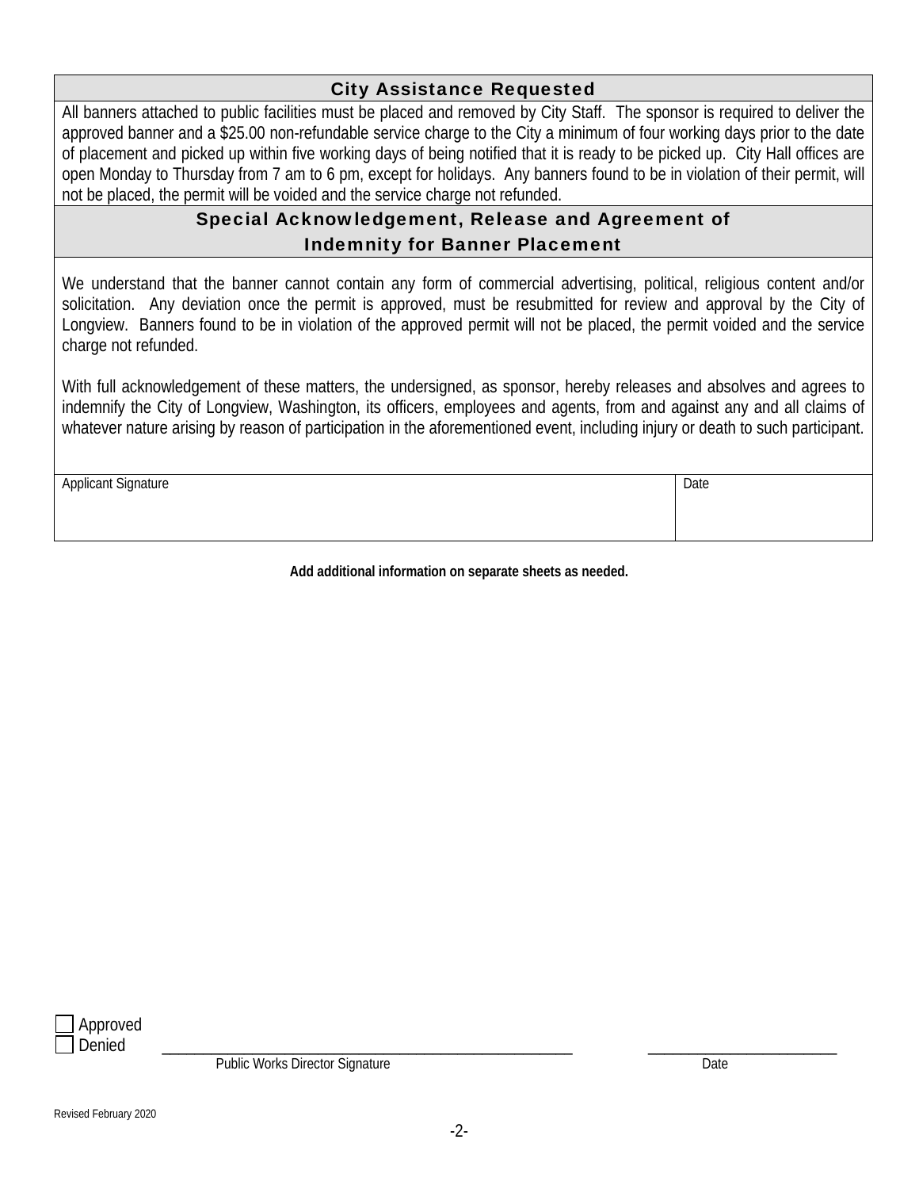## City Assistance Requested

All banners attached to public facilities must be placed and removed by City Staff. The sponsor is required to deliver the approved banner and a $25.00 non-refundable service charge to the City a minimum of four working days prior to the date of placement and picked up within five working days of being notified that it is ready to be picked up. City Hall offices are open Monday to Thursday from 7 am to 6 pm, except for holidays. Any banners found to be in violation of their permit, will not be placed, the permit will be voided and the service charge not refunded.

## Special Acknowledgement, Release and Agreement of Indemnity for Banner Placement

We understand that the banner cannot contain any form of commercial advertising, political, religious content and/or solicitation. Any deviation once the permit is approved, must be resubmitted for review and approval by the City of Longview. Banners found to be in violation of the approved permit will not be placed, the permit voided and the service charge not refunded.

With full acknowledgement of these matters, the undersigned, as sponsor, hereby releases and absolves and agrees to indemnify the City of Longview, Washington, its officers, employees and agents, from and against any and all claims of whatever nature arising by reason of participation in the aforementioned event, including injury or death to such participant.

| Applicant Signature | Date |
|---|---|
| | |

**Add additional information on separate sheets as needed.**

☐ Approved
☐ Denied

\_\_\_\_\_\_\_\_\_\_\_\_\_\_\_\_\_\_\_\_\_\_\_\_\_\_\_\_\_\_\_\_\_\_\_\_\_\_\_\_ \_\_\_\_\_\_\_\_\_\_\_\_\_\_\_\_\_\_\_\_
Public Works Director Signature Date

Revised February 2020